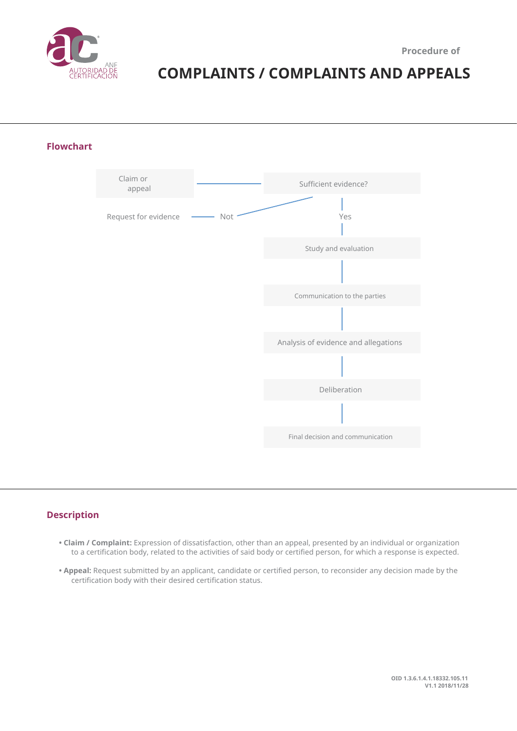AUTORIDAD DE CERTIFICACIÓN ANF

Procedure of

# COMPLAINTS / COMPLAINTS AND APPEALS

## Flowchart

Claim or appeal

Sufficient evidence?

Request for evidence — Not

Yes

Study and evaluation

Communication to the parties

Analysis of evidence and allegations

Deliberation

Final decision and communication

## Description

- **Claim / Complaint:** Expression of dissatisfaction, other than an appeal, presented by an individual or organization to a certification body, related to the activities of said body or certified person, for which a response is expected.
- **Appeal:** Request submitted by an applicant, candidate or certified person, to reconsider any decision made by the certification body with their desired certification status.

OID 1.3.6.1.4.1.18332.105.11
V1.1 2018/11/28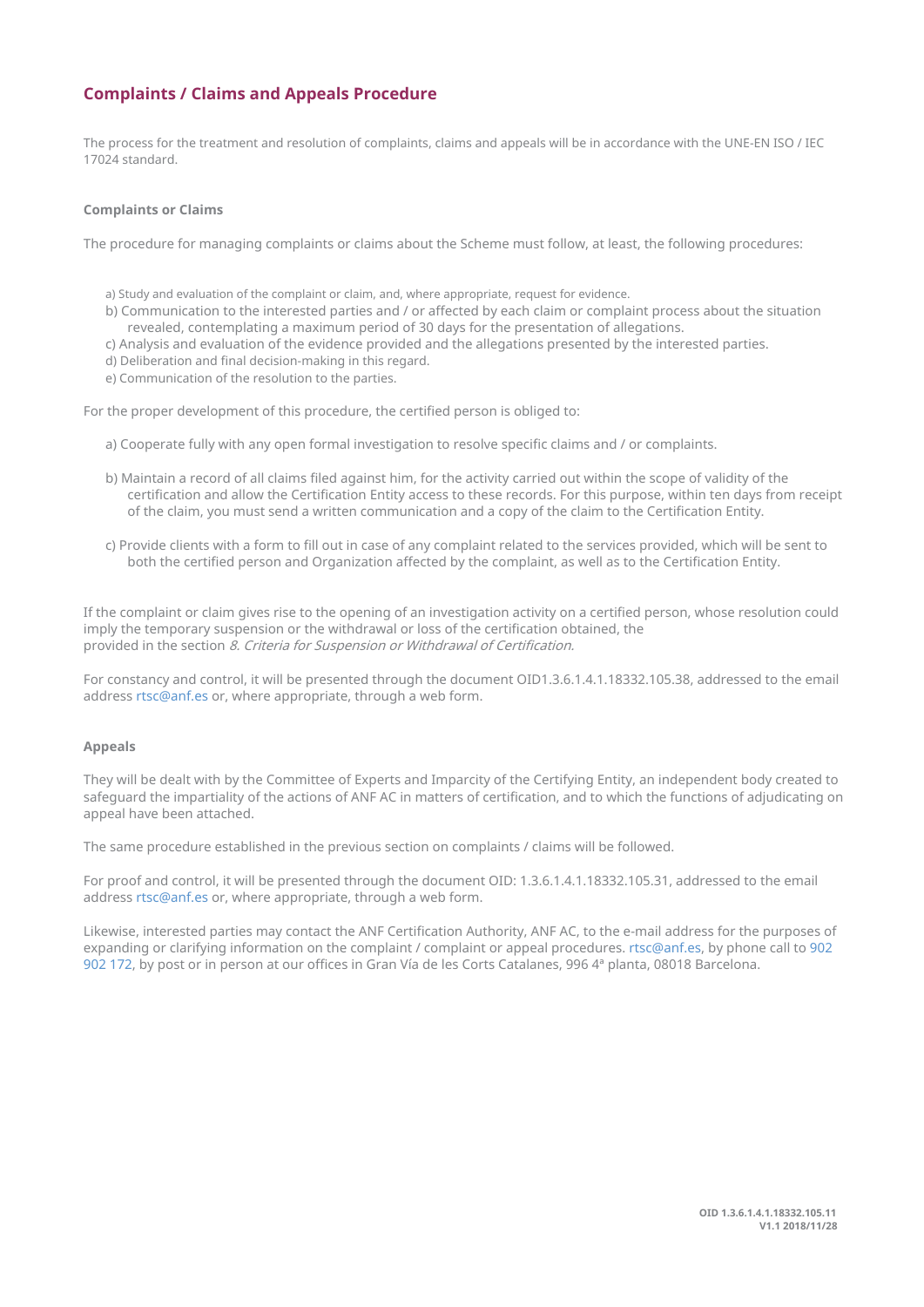## Complaints / Claims and Appeals Procedure

The process for the treatment and resolution of complaints, claims and appeals will be in accordance with the UNE-EN ISO / IEC 17024 standard.

### Complaints or Claims

The procedure for managing complaints or claims about the Scheme must follow, at least, the following procedures:

a) Study and evaluation of the complaint or claim, and, where appropriate, request for evidence.
b) Communication to the interested parties and / or affected by each claim or complaint process about the situation revealed, contemplating a maximum period of 30 days for the presentation of allegations.
c) Analysis and evaluation of the evidence provided and the allegations presented by the interested parties.
d) Deliberation and final decision-making in this regard.
e) Communication of the resolution to the parties.

For the proper development of this procedure, the certified person is obliged to:

a) Cooperate fully with any open formal investigation to resolve specific claims and / or complaints.

b) Maintain a record of all claims filed against him, for the activity carried out within the scope of validity of the certification and allow the Certification Entity access to these records. For this purpose, within ten days from receipt of the claim, you must send a written communication and a copy of the claim to the Certification Entity.

c) Provide clients with a form to fill out in case of any complaint related to the services provided, which will be sent to both the certified person and Organization affected by the complaint, as well as to the Certification Entity.

If the complaint or claim gives rise to the opening of an investigation activity on a certified person, whose resolution could imply the temporary suspension or the withdrawal or loss of the certification obtained, the provided in the section *8. Criteria for Suspension or Withdrawal of Certification.*

For constancy and control, it will be presented through the document OID1.3.6.1.4.1.18332.105.38, addressed to the email address rtsc@anf.es or, where appropriate, through a web form.

### Appeals

They will be dealt with by the Committee of Experts and Imparcity of the Certifying Entity, an independent body created to safeguard the impartiality of the actions of ANF AC in matters of certification, and to which the functions of adjudicating on appeal have been attached.

The same procedure established in the previous section on complaints / claims will be followed.

For proof and control, it will be presented through the document OID: 1.3.6.1.4.1.18332.105.31, addressed to the email address rtsc@anf.es or, where appropriate, through a web form.

Likewise, interested parties may contact the ANF Certification Authority, ANF AC, to the e-mail address for the purposes of expanding or clarifying information on the complaint / complaint or appeal procedures. rtsc@anf.es, by phone call to 902 902 172, by post or in person at our offices in Gran Vía de les Corts Catalanes, 996 4ª planta, 08018 Barcelona.

**OID 1.3.6.1.4.1.18332.105.11**
**V1.1 2018/11/28**